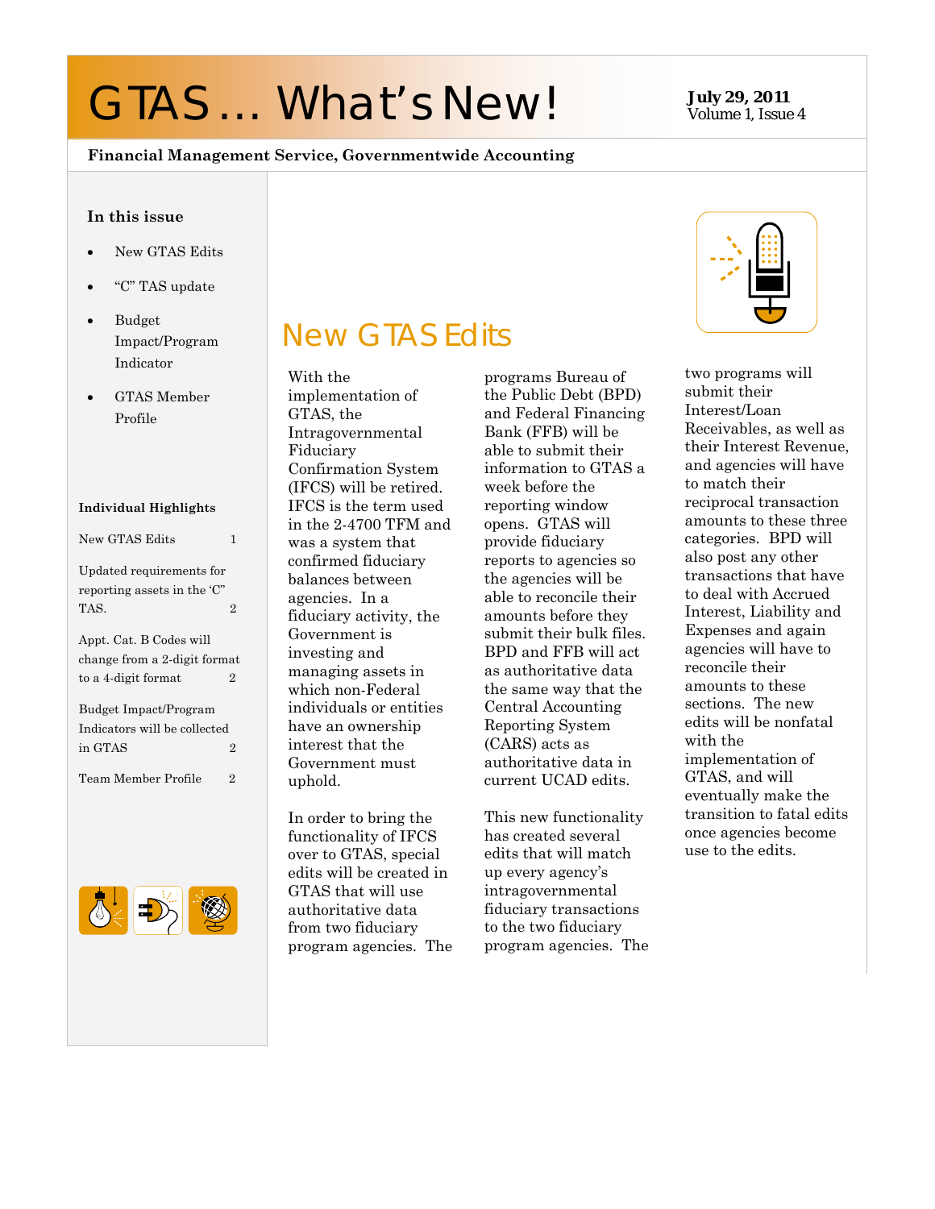# GTAS ... What's New!

**July 29, 2011**
Volume 1, Issue 4

**Financial Management Service, Governmentwide Accounting**

**In this issue**

- New GTAS Edits
- "C" TAS update
- Budget Impact/Program Indicator
- GTAS Member Profile

**Individual Highlights**

| | |
|---|---|
| New GTAS Edits | 1 |
| Updated requirements for reporting assets in the 'C" TAS. | 2 |
| Appt. Cat. B Codes will change from a 2-digit format to a 4-digit format | 2 |
| Budget Impact/Program Indicators will be collected in GTAS | 2 |
| Team Member Profile | 2 |

## New GTAS Edits

With the implementation of GTAS, the Intragovernmental Fiduciary Confirmation System (IFCS) will be retired. IFCS is the term used in the 2-4700 TFM and was a system that confirmed fiduciary balances between agencies. In a fiduciary activity, the Government is investing and managing assets in which non-Federal individuals or entities have an ownership interest that the Government must uphold.

In order to bring the functionality of IFCS over to GTAS, special edits will be created in GTAS that will use authoritative data from two fiduciary program agencies. The programs Bureau of the Public Debt (BPD) and Federal Financing Bank (FFB) will be able to submit their information to GTAS a week before the reporting window opens. GTAS will provide fiduciary reports to agencies so the agencies will be able to reconcile their amounts before they submit their bulk files. BPD and FFB will act as authoritative data the same way that the Central Accounting Reporting System (CARS) acts as authoritative data in current UCAD edits.

This new functionality has created several edits that will match up every agency's intragovernmental fiduciary transactions to the two fiduciary program agencies. The two programs will submit their Interest/Loan Receivables, as well as their Interest Revenue, and agencies will have to match their reciprocal transaction amounts to these three categories. BPD will also post any other transactions that have to deal with Accrued Interest, Liability and Expenses and again agencies will have to reconcile their amounts to these sections. The new edits will be nonfatal with the implementation of GTAS, and will eventually make the transition to fatal edits once agencies become use to the edits.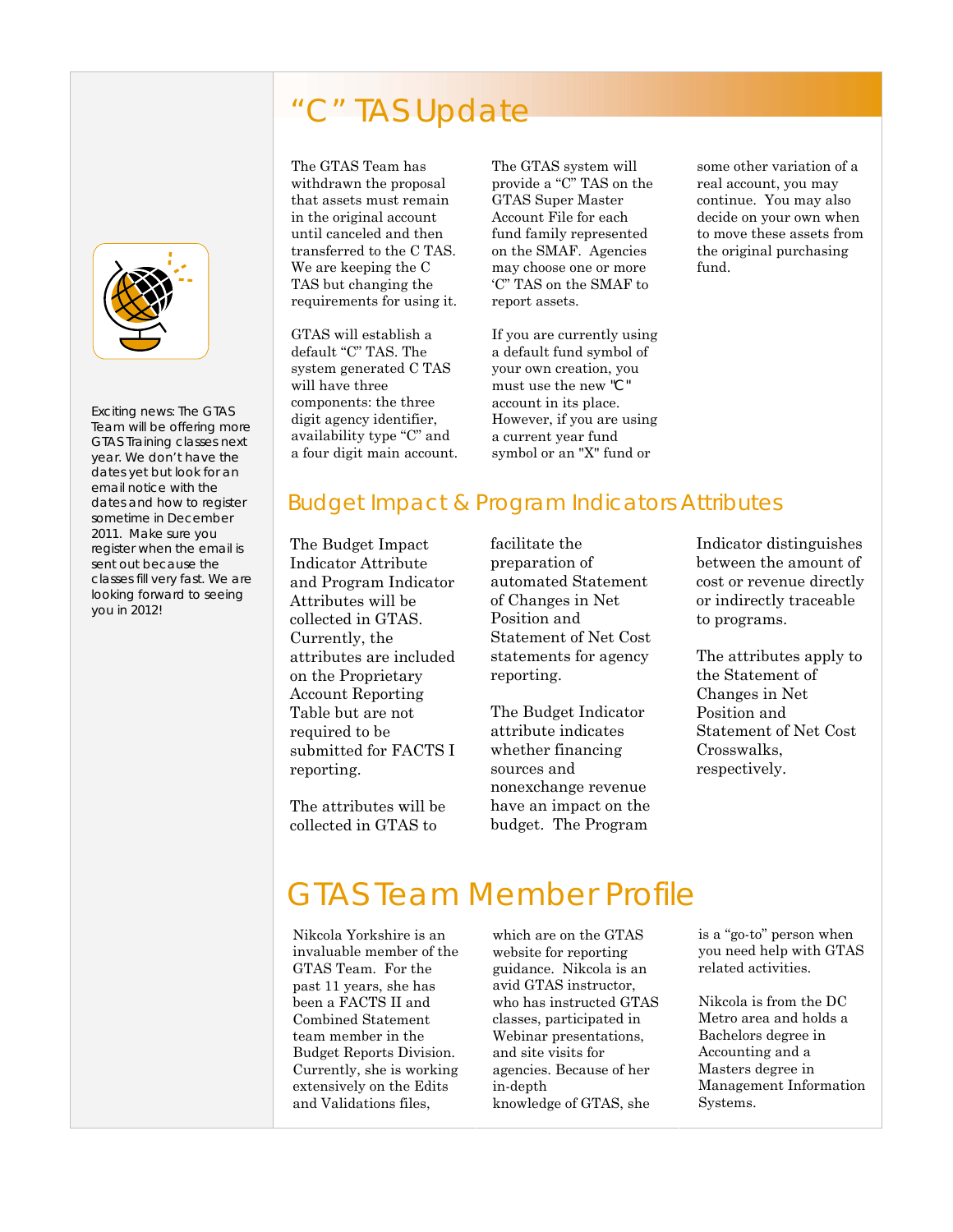Exciting news: The GTAS Team will be offering more GTAS Training classes next year. We don't have the dates yet but look for an email notice with the dates and how to register sometime in December 2011. Make sure you register when the email is sent out because the classes fill very fast. We are looking forward to seeing you in 2012!

# "C" TAS Update

The GTAS Team has withdrawn the proposal that assets must remain in the original account until canceled and then transferred to the C TAS. We are keeping the C TAS but changing the requirements for using it.

GTAS will establish a default "C" TAS. The system generated C TAS will have three components: the three digit agency identifier, availability type "C" and a four digit main account.

The GTAS system will provide a "C" TAS on the GTAS Super Master Account File for each fund family represented on the SMAF. Agencies may choose one or more 'C" TAS on the SMAF to report assets.

If you are currently using a default fund symbol of your own creation, you must use the new "C" account in its place. However, if you are using a current year fund symbol or an "X" fund or some other variation of a real account, you may continue. You may also decide on your own when to move these assets from the original purchasing fund.

## Budget Impact & Program Indicators Attributes

The Budget Impact Indicator Attribute and Program Indicator Attributes will be collected in GTAS. Currently, the attributes are included on the Proprietary Account Reporting Table but are not required to be submitted for FACTS I reporting.

The attributes will be collected in GTAS to facilitate the preparation of automated Statement of Changes in Net Position and Statement of Net Cost statements for agency reporting.

The Budget Indicator attribute indicates whether financing sources and nonexchange revenue have an impact on the budget. The Program Indicator distinguishes between the amount of cost or revenue directly or indirectly traceable to programs.

The attributes apply to the Statement of Changes in Net Position and Statement of Net Cost Crosswalks, respectively.

# GTAS Team Member Profile

Nikcola Yorkshire is an invaluable member of the GTAS Team. For the past 11 years, she has been a FACTS II and Combined Statement team member in the Budget Reports Division. Currently, she is working extensively on the Edits and Validations files, which are on the GTAS website for reporting guidance. Nikcola is an avid GTAS instructor, who has instructed GTAS classes, participated in Webinar presentations, and site visits for agencies. Because of her in-depth knowledge of GTAS, she is a "go-to" person when you need help with GTAS related activities.

Nikcola is from the DC Metro area and holds a Bachelors degree in Accounting and a Masters degree in Management Information Systems.